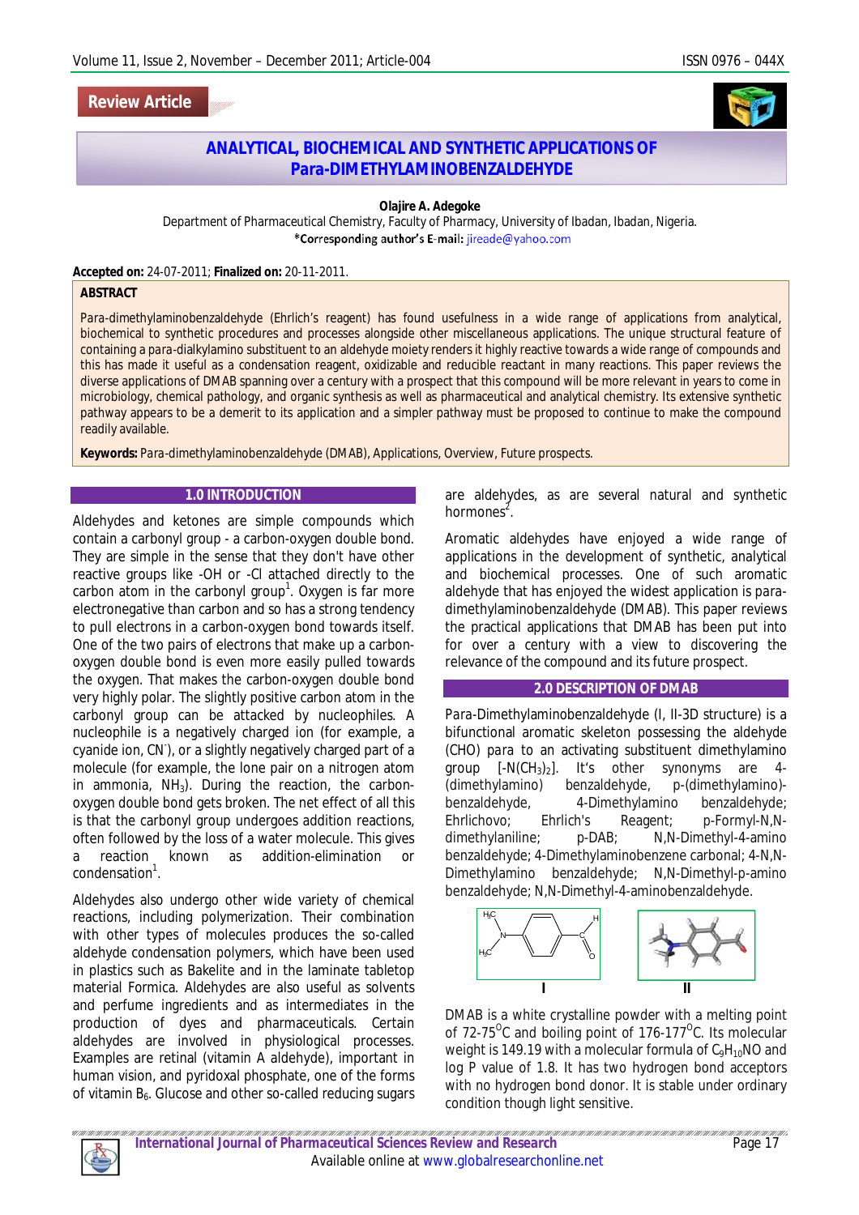**Review Article**

# ANALYTICAL, BIOCHEMICAL AND SYNTHETIC APPLICATIONS OF Para-DIMETHYLAMINOBENZALDEHYDE

**Olajire A. Adegoke**

Department of Pharmaceutical Chemistry, Faculty of Pharmacy, University of Ibadan, Ibadan, Nigeria.

*Corresponding author's E-mail: jireade@yahoo.com

**Accepted on:** 24-07-2011; **Finalized on:** 20-11-2011.

## ABSTRACT

Para-dimethylaminobenzaldehyde (Ehrlich's reagent) has found usefulness in a wide range of applications from analytical, biochemical to synthetic procedures and processes alongside other miscellaneous applications. The unique structural feature of containing a para-dialkylamino substituent to an aldehyde moiety renders it highly reactive towards a wide range of compounds and this has made it useful as a condensation reactant, oxidizable and reducible reactant in many reactions. This paper reviews the diverse applications of DMAB spanning over a century with a prospect that this compound will be more relevant in years to come in microbiology, chemical pathology, and organic synthesis as well as pharmaceutical and analytical chemistry. Its extensive synthetic pathway appears to be a demerit to its application and a simpler pathway must be proposed to continue to make the compound readily available.

**Keywords:** Para-dimethylaminobenzaldehyde (DMAB), Applications, Overview, Future prospects.

## 1.0 INTRODUCTION

Aldehydes and ketones are simple compounds which contain a carbonyl group - a carbon-oxygen double bond. They are simple in the sense that they don't have other reactive groups like -OH or -Cl attached directly to the carbon atom in the carbonyl group[1]. Oxygen is far more electronegative than carbon and so has a strong tendency to pull electrons in a carbon-oxygen bond towards itself. One of the two pairs of electrons that make up a carbon-oxygen double bond is even more easily pulled towards the oxygen. That makes the carbon-oxygen double bond very highly polar. The slightly positive carbon atom in the carbonyl group can be attacked by nucleophiles. A nucleophile is a negatively charged ion (for example, a cyanide ion, $CN^-$), or a slightly negatively charged part of a molecule (for example, the lone pair on a nitrogen atom in ammonia, $NH_3$). During the reaction, the carbon-oxygen double bond gets broken. The net effect of all this is that the carbonyl group undergoes addition reactions, often followed by the loss of a water molecule. This gives a reaction known as addition-elimination or condensation[1].

Aldehydes also undergo other wide variety of chemical reactions, including polymerization. Their combination with other types of molecules produces the so-called aldehyde condensation polymers, which have been used in plastics such as Bakelite and in the laminate tabletop material Formica. Aldehydes are also useful as solvents and perfume ingredients and as intermediates in the production of dyes and pharmaceuticals. Certain aldehydes are involved in physiological processes. Examples are retinal (vitamin A aldehyde), important in human vision, and pyridoxal phosphate, one of the forms of vitamin $B_6$. Glucose and other so-called reducing sugars are aldehydes, as are several natural and synthetic hormones[2].

Aromatic aldehydes have enjoyed a wide range of applications in the development of synthetic, analytical and biochemical processes. One of such aromatic aldehyde that has enjoyed the widest application is para-dimethylaminobenzaldehyde (DMAB). This paper reviews the practical applications that DMAB has been put into for over a century with a view to discovering the relevance of the compound and its future prospect.

## 2.0 DESCRIPTION OF DMAB

Para-Dimethylaminobenzaldehyde (I, II-3D structure) is a bifunctional aromatic skeleton possessing the aldehyde (CHO) para to an activating substituent dimethylamino group [$-N(CH_3)_2$]. It's other synonyms are 4-(dimethylamino) benzaldehyde, p-(dimethylamino)-benzaldehyde, 4-Dimethylamino benzaldehyde; Ehrlichovo; Ehrlich's Reagent; p-Formyl-N,N-dimethylaniline; p-DAB; N,N-Dimethyl-4-amino benzaldehyde; 4-Dimethylaminobenzene carbonal; 4-N,N-Dimethylamino benzaldehyde; N,N-Dimethyl-p-amino benzaldehyde; N,N-Dimethyl-4-aminobenzaldehyde.

I II

DMAB is a white crystalline powder with a melting point of 72-75$^{o}$C and boiling point of 176-177$^{o}$C. Its molecular weight is 149.19 with a molecular formula of $C_9H_{10}NO$ and log P value of 1.8. It has two hydrogen bond acceptors with no hydrogen bond donor. It is stable under ordinary condition though light sensitive.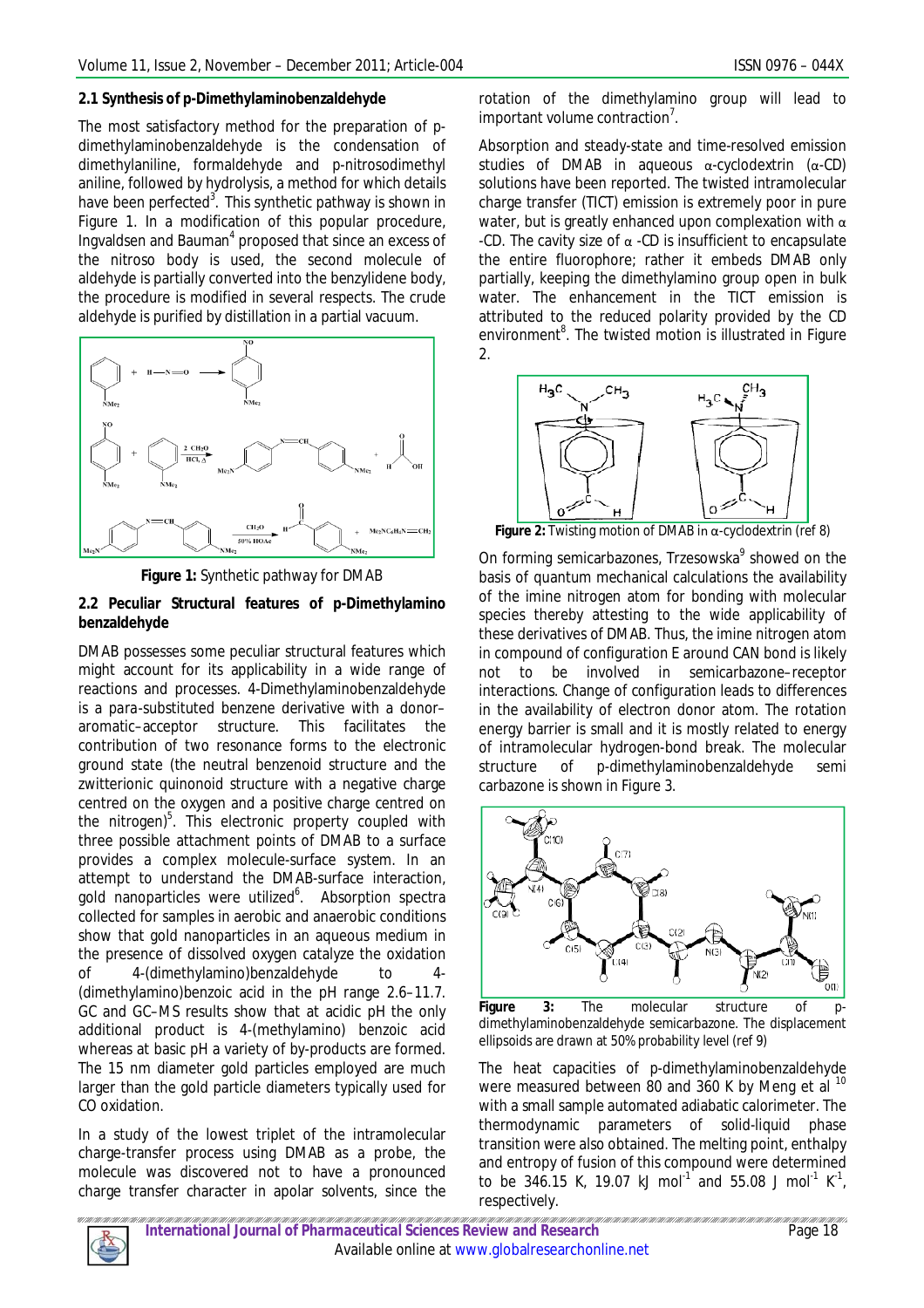### 2.1 Synthesis of p-Dimethylaminobenzaldehyde

The most satisfactory method for the preparation of p-dimethylaminobenzaldehyde is the condensation of dimethylaniline, formaldehyde and p-nitrosodimethyl aniline, followed by hydrolysis, a method for which details have been perfected[3]. This synthetic pathway is shown in Figure 1. In a modification of this popular procedure, Ingvaldsen and Bauman[4] proposed that since an excess of the nitroso body is used, the second molecule of aldehyde is partially converted into the benzylidene body, the procedure is modified in several respects. The crude aldehyde is purified by distillation in a partial vacuum.

**Figure 1:** Synthetic pathway for DMAB

### 2.2 Peculiar Structural features of p-Dimethylamino benzaldehyde

DMAB possesses some peculiar structural features which might account for its applicability in a wide range of reactions and processes. 4-Dimethylaminobenzaldehyde is a para-substituted benzene derivative with a donor–aromatic–acceptor structure. This facilitates the contribution of two resonance forms to the electronic ground state (the neutral benzenoid structure and the zwitterionic quinonoid structure with a negative charge centred on the oxygen and a positive charge centred on the nitrogen)[5]. This electronic property coupled with three possible attachment points of DMAB to a surface provides a complex molecule-surface system. In an attempt to understand the DMAB-surface interaction, gold nanoparticles were utilized[6]. Absorption spectra collected for samples in aerobic and anaerobic conditions show that gold nanoparticles in an aqueous medium in the presence of dissolved oxygen catalyze the oxidation of 4-(dimethylamino)benzaldehyde to 4-(dimethylamino)benzoic acid in the pH range 2.6–11.7. GC and GC–MS results show that at acidic pH the only additional product is 4-(methylamino) benzoic acid whereas at basic pH a variety of by-products are formed. The 15 nm diameter gold particles employed are much larger than the gold particle diameters typically used for CO oxidation.

In a study of the lowest triplet of the intramolecular charge-transfer process using DMAB as a probe, the molecule was discovered not to have a pronounced charge transfer character in apolar solvents, since the rotation of the dimethylamino group will lead to important volume contraction[7].

Absorption and steady-state and time-resolved emission studies of DMAB in aqueous α-cyclodextrin (α-CD) solutions have been reported. The twisted intramolecular charge transfer (TICT) emission is extremely poor in pure water, but is greatly enhanced upon complexation with α-CD. The cavity size of α-CD is insufficient to encapsulate the entire fluorophore; rather it embeds DMAB only partially, keeping the dimethylamino group open in bulk water. The enhancement in the TICT emission is attributed to the reduced polarity provided by the CD environment[8]. The twisted motion is illustrated in Figure 2.

**Figure 2:** Twisting motion of DMAB in α-cyclodextrin (ref 8)

On forming semicarbazones, Trzesowska[9] showed on the basis of quantum mechanical calculations the availability of the imine nitrogen atom for bonding with molecular species thereby attesting to the wide applicability of these derivatives of DMAB. Thus, the imine nitrogen atom in compound of configuration E around CAN bond is likely not to be involved in semicarbazone–receptor interactions. Change of configuration leads to differences in the availability of electron donor atom. The rotation energy barrier is small and it is mostly related to energy of intramolecular hydrogen-bond break. The molecular structure of p-dimethylaminobenzaldehyde semi carbazone is shown in Figure 3.

**Figure 3:** The molecular structure of p-dimethylaminobenzaldehyde semicarbazone. The displacement ellipsoids are drawn at 50% probability level (ref 9)

The heat capacities of p-dimethylaminobenzaldehyde were measured between 80 and 360 K by Meng et al [10] with a small sample automated adiabatic calorimeter. The thermodynamic parameters of solid-liquid phase transition were also obtained. The melting point, enthalpy and entropy of fusion of this compound were determined to be 346.15 K, 19.07 kJ $mol^{-1}$ and 55.08 J $mol^{-1}$ $K^{-1}$, respectively.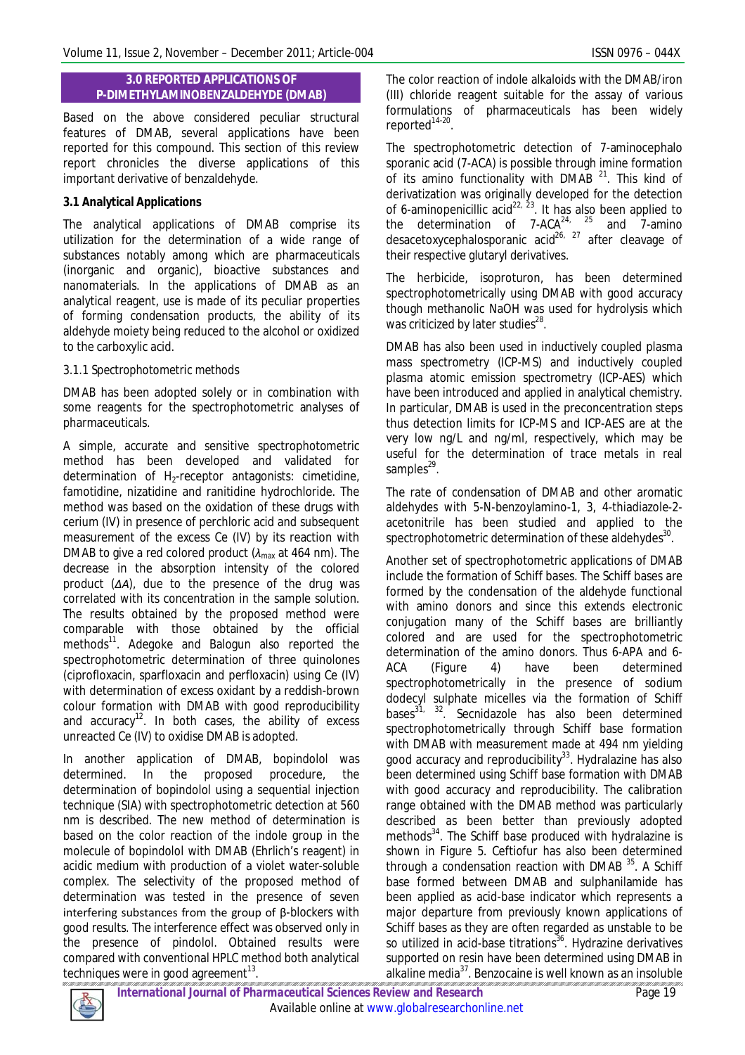## 3.0 REPORTED APPLICATIONS OF P-DIMETHYLAMINOBENZALDEHYDE (DMAB)

Based on the above considered peculiar structural features of DMAB, several applications have been reported for this compound. This section of this review report chronicles the diverse applications of this important derivative of benzaldehyde.

### 3.1 Analytical Applications

The analytical applications of DMAB comprise its utilization for the determination of a wide range of substances notably among which are pharmaceuticals (inorganic and organic), bioactive substances and nanomaterials. In the applications of DMAB as an analytical reagent, use is made of its peculiar properties of forming condensation products, the ability of its aldehyde moiety being reduced to the alcohol or oxidized to the carboxylic acid.

#### 3.1.1 Spectrophotometric methods

DMAB has been adopted solely or in combination with some reagents for the spectrophotometric analyses of pharmaceuticals.

A simple, accurate and sensitive spectrophotometric method has been developed and validated for determination of $H_2$-receptor antagonists: cimetidine, famotidine, nizatidine and ranitidine hydrochloride. The method was based on the oxidation of these drugs with cerium (IV) in presence of perchloric acid and subsequent measurement of the excess Ce (IV) by its reaction with DMAB to give a red colored product ($\lambda_{max}$ at 464 nm). The decrease in the absorption intensity of the colored product ($\Delta A$), due to the presence of the drug was correlated with its concentration in the sample solution. The results obtained by the proposed method were comparable with those obtained by the official methods[11]. Adegoke and Balogun also reported the spectrophotometric determination of three quinolones (ciprofloxacin, sparfloxacin and perfloxacin) using Ce (IV) with determination of excess oxidant by a reddish-brown colour formation with DMAB with good reproducibility and accuracy[12]. In both cases, the ability of excess unreacted Ce (IV) to oxidise DMAB is adopted.

In another application of DMAB, bopindolol was determined. In the proposed procedure, the determination of bopindolol using a sequential injection technique (SIA) with spectrophotometric detection at 560 nm is described. The new method of determination is based on the color reaction of the indole group in the molecule of bopindolol with DMAB (Ehrlich's reagent) in acidic medium with production of a violet water-soluble complex. The selectivity of the proposed method of determination was tested in the presence of seven interfering substances from the group of β-blockers with good results. The interference effect was observed only in the presence of pindolol. Obtained results were compared with conventional HPLC method both analytical techniques were in good agreement[13].

The color reaction of indole alkaloids with the DMAB/iron (III) chloride reagent suitable for the assay of various formulations of pharmaceuticals has been widely reported[14-20].

The spectrophotometric detection of 7-aminocephalo sporanic acid (7-ACA) is possible through imine formation of its amino functionality with DMAB [21]. This kind of derivatization was originally developed for the detection of 6-aminopenicillic acid[22, 23]. It has also been applied to the determination of 7-ACA[24, 25] and 7-amino desacetoxycephalosporanic acid[26, 27] after cleavage of their respective glutaryl derivatives.

The herbicide, isoproturon, has been determined spectrophotometrically using DMAB with good accuracy though methanolic NaOH was used for hydrolysis which was criticized by later studies[28].

DMAB has also been used in inductively coupled plasma mass spectrometry (ICP-MS) and inductively coupled plasma atomic emission spectrometry (ICP-AES) which have been introduced and applied in analytical chemistry. In particular, DMAB is used in the preconcentration steps thus detection limits for ICP-MS and ICP-AES are at the very low ng/L and ng/ml, respectively, which may be useful for the determination of trace metals in real samples[29].

The rate of condensation of DMAB and other aromatic aldehydes with 5-N-benzoylamino-1, 3, 4-thiadiazole-2-acetonitrile has been studied and applied to the spectrophotometric determination of these aldehydes[30].

Another set of spectrophotometric applications of DMAB include the formation of Schiff bases. The Schiff bases are formed by the condensation of the aldehyde functional with amino donors and since this extends electronic conjugation many of the Schiff bases are brilliantly colored and are used for the spectrophotometric determination of the amino donors. Thus 6-APA and 6-ACA (Figure 4) have been determined spectrophotometrically in the presence of sodium dodecyl sulphate micelles via the formation of Schiff bases[31, 32]. Secnidazole has also been determined spectrophotometrically through Schiff base formation with DMAB with measurement made at 494 nm yielding good accuracy and reproducibility[33]. Hydralazine has also been determined using Schiff base formation with DMAB with good accuracy and reproducibility. The calibration range obtained with the DMAB method was particularly described as been better than previously adopted methods[34]. The Schiff base produced with hydralazine is shown in Figure 5. Ceftiofur has also been determined through a condensation reaction with DMAB [35]. A Schiff base formed between DMAB and sulphanilamide has been applied as acid-base indicator which represents a major departure from previously known applications of Schiff bases as they are often regarded as unstable to be so utilized in acid-base titrations[36]. Hydrazine derivatives supported on resin have been determined using DMAB in alkaline media[37]. Benzocaine is well known as an insoluble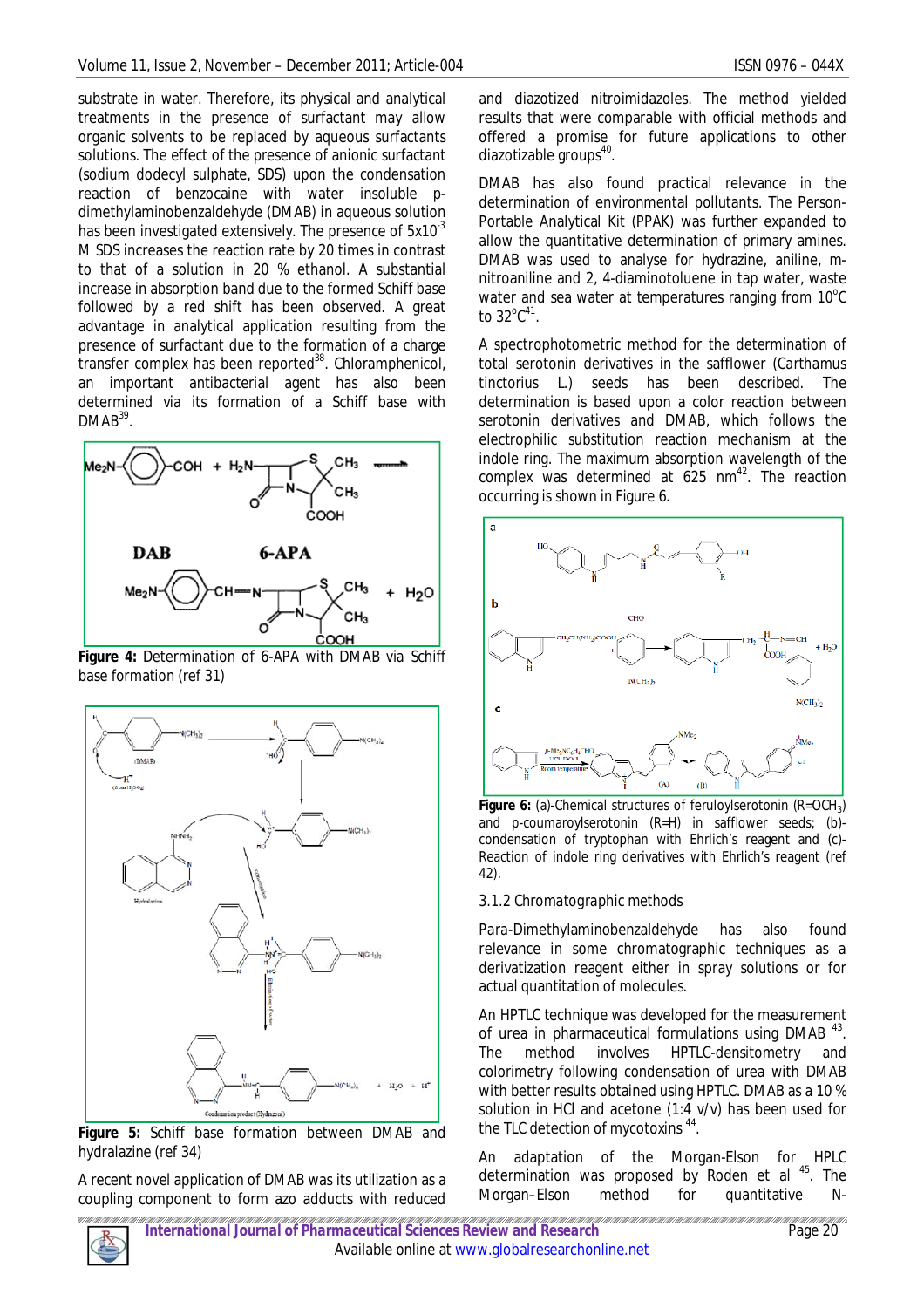substrate in water. Therefore, its physical and analytical treatments in the presence of surfactant may allow organic solvents to be replaced by aqueous surfactants solutions. The effect of the presence of anionic surfactant (sodium dodecyl sulphate, SDS) upon the condensation reaction of benzocaine with water insoluble p-dimethylaminobenzaldehyde (DMAB) in aqueous solution has been investigated extensively. The presence of $5x10^{-3}$ M SDS increases the reaction rate by 20 times in contrast to that of a solution in 20 % ethanol. A substantial increase in absorption band due to the formed Schiff base followed by a red shift has been observed. A great advantage in analytical application resulting from the presence of surfactant due to the formation of a charge transfer complex has been reported[38]. Chloramphenicol, an important antibacterial agent has also been determined via its formation of a Schiff base with DMAB[39].

**Figure 4:** Determination of 6-APA with DMAB via Schiff base formation (ref 31)

**Figure 5:** Schiff base formation between DMAB and hydralazine (ref 34)

A recent novel application of DMAB was its utilization as a coupling component to form azo adducts with reduced and diazotized nitroimidazoles. The method yielded results that were comparable with official methods and offered a promise for future applications to other diazotizable groups[40].

DMAB has also found practical relevance in the determination of environmental pollutants. The Person-Portable Analytical Kit (PPAK) was further expanded to allow the quantitative determination of primary amines. DMAB was used to analyse for hydrazine, aniline, m-nitroaniline and 2, 4-diaminotoluene in tap water, waste water and sea water at temperatures ranging from $10^{o}C$ to $32^{o}C$[41].

A spectrophotometric method for the determination of total serotonin derivatives in the safflower (*Carthamus tinctorius* L.) seeds has been described. The determination is based upon a color reaction between serotonin derivatives and DMAB, which follows the electrophilic substitution reaction mechanism at the indole ring. The maximum absorption wavelength of the complex was determined at 625 nm[42]. The reaction occurring is shown in Figure 6.

**Figure 6:** (a)-Chemical structures of feruloylserotonin (R=$OCH_3$) and p-coumaroylserotonin (R=H) in safflower seeds; (b)-condensation of tryptophan with Ehrlich's reagent and (c)-Reaction of indole ring derivatives with Ehrlich's reagent (ref 42).

### 3.1.2 Chromatographic methods

Para-Dimethylaminobenzaldehyde has also found relevance in some chromatographic techniques as a derivatization reagent either in spray solutions or for actual quantitation of molecules.

An HPTLC technique was developed for the measurement of urea in pharmaceutical formulations using DMAB [43]. The method involves HPTLC-densitometry and colorimetry following condensation of urea with DMAB with better results obtained using HPTLC. DMAB as a 10 % solution in HCl and acetone (1:4 v/v) has been used for the TLC detection of mycotoxins [44].

An adaptation of the Morgan-Elson for HPLC determination was proposed by Roden et al [45]. The Morgan–Elson method for quantitative N-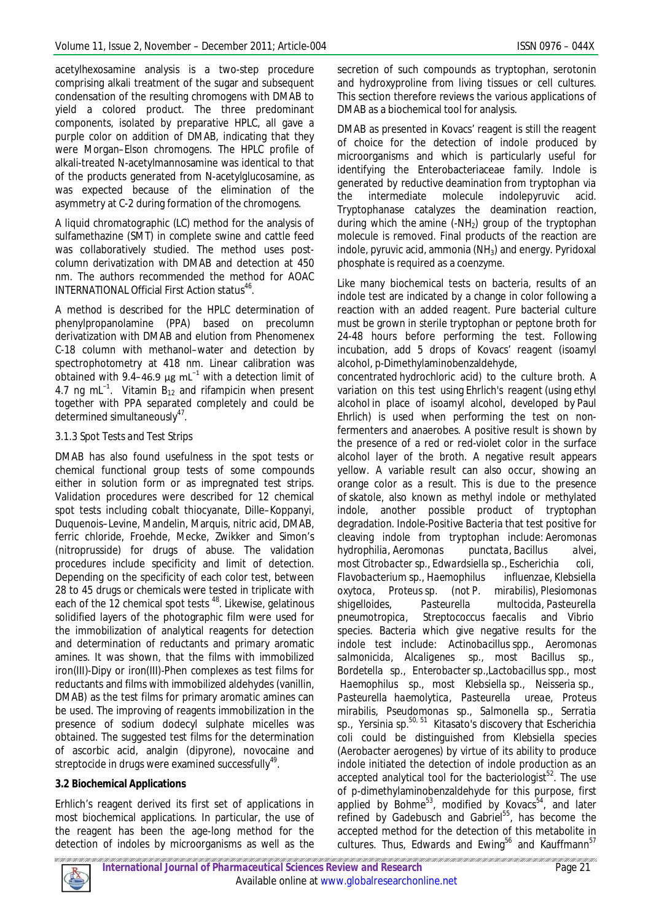acetylhexosamine analysis is a two-step procedure comprising alkali treatment of the sugar and subsequent condensation of the resulting chromogens with DMAB to yield a colored product. The three predominant components, isolated by preparative HPLC, all gave a purple color on addition of DMAB, indicating that they were Morgan–Elson chromogens. The HPLC profile of alkali-treated N-acetylmannosamine was identical to that of the products generated from N-acetylglucosamine, as was expected because of the elimination of the asymmetry at C-2 during formation of the chromogens.

A liquid chromatographic (LC) method for the analysis of sulfamethazine (SMT) in complete swine and cattle feed was collaboratively studied. The method uses post-column derivatization with DMAB and detection at 450 nm. The authors recommended the method for AOAC INTERNATIONAL Official First Action status[46].

A method is described for the HPLC determination of phenylpropanolamine (PPA) based on precolumn derivatization with DMAB and elution from Phenomenex C-18 column with methanol–water and detection by spectrophotometry at 418 nm. Linear calibration was obtained with 9.4–46.9 μg $mL^{-1}$ with a detection limit of 4.7 ng $mL^{-1}$. Vitamin $B_{12}$ and rifampicin when present together with PPA separated completely and could be determined simultaneously[47].

*3.1.3 Spot Tests and Test Strips*

DMAB has also found usefulness in the spot tests or chemical functional group tests of some compounds either in solution form or as impregnated test strips. Validation procedures were described for 12 chemical spot tests including cobalt thiocyanate, Dille–Koppanyi, Duquenois–Levine, Mandelin, Marquis, nitric acid, DMAB, ferric chloride, Froehde, Mecke, Zwikker and Simon's (nitroprusside) for drugs of abuse. The validation procedures include specificity and limit of detection. Depending on the specificity of each color test, between 28 to 45 drugs or chemicals were tested in triplicate with each of the 12 chemical spot tests [48]. Likewise, gelatinous solidified layers of the photographic film were used for the immobilization of analytical reagents for detection and determination of reductants and primary aromatic amines. It was shown, that the films with immobilized iron(III)-Dipy or iron(III)-Phen complexes as test films for reductants and films with immobilized aldehydes (vanillin, DMAB) as the test films for primary aromatic amines can be used. The improving of reagents immobilization in the presence of sodium dodecyl sulphate micelles was obtained. The suggested test films for the determination of ascorbic acid, analgin (dipyrone), novocaine and streptocide in drugs were examined successfully[49].

**3.2 Biochemical Applications**

Erhlich's reagent derived its first set of applications in most biochemical applications. In particular, the use of the reagent has been the age-long method for the detection of indoles by microorganisms as well as the secretion of such compounds as tryptophan, serotonin and hydroxyproline from living tissues or cell cultures. This section therefore reviews the various applications of DMAB as a biochemical tool for analysis.

DMAB as presented in Kovacs' reagent is still the reagent of choice for the detection of indole produced by microorganisms and which is particularly useful for identifying the Enterobacteriaceae family. Indole is generated by reductive deamination from tryptophan via the intermediate molecule indolepyruvic acid. Tryptophanase catalyzes the deamination reaction, during which the amine ($-NH_2$) group of the tryptophan molecule is removed. Final products of the reaction are indole, pyruvic acid, ammonia ($NH_3$) and energy. Pyridoxal phosphate is required as a coenzyme.

Like many biochemical tests on bacteria, results of an indole test are indicated by a change in color following a reaction with an added reagent. Pure bacterial culture must be grown in sterile tryptophan or peptone broth for 24-48 hours before performing the test. Following incubation, add 5 drops of Kovacs' reagent (isoamyl alcohol, p-Dimethylaminobenzaldehyde, concentrated hydrochloric acid) to the culture broth. A variation on this test using Ehrlich's reagent (using ethyl alcohol in place of isoamyl alcohol, developed by Paul Ehrlich) is used when performing the test on non-fermenters and anaerobes. A positive result is shown by the presence of a red or red-violet color in the surface alcohol layer of the broth. A negative result appears yellow. A variable result can also occur, showing an orange color as a result. This is due to the presence of skatole, also known as methyl indole or methylated indole, another possible product of tryptophan degradation. Indole-Positive Bacteria that test positive for cleaving indole from tryptophan include: *Aeromonas hydrophilia*, *Aeromonas punctata*, *Bacillus alvei*, most *Citrobacter* sp., *Edwardsiella* sp., *Escherichia coli*, *Flavobacterium* sp., *Haemophilus influenzae*, *Klebsiella oxytoca*, *Proteus* sp. (not *P. mirabilis*), *Plesiomonas shigelloides*, *Pasteurella multocida*, *Pasteurella pneumotropica*, *Streptococcus faecalis* and *Vibrio* species. Bacteria which give negative results for the indole test include: *Actinobacillus* spp., *Aeromonas salmonicida*, *Alcaligenes* sp., most *Bacillus* sp., *Bordetella* sp., *Enterobacter* sp., *Lactobacillus* spp., most *Haemophilus* sp., most *Klebsiella* sp., *Neisseria* sp., *Pasteurella haemolytica*, *Pasteurella ureae*, *Proteus mirabilis*, *Pseudomonas* sp., *Salmonella* sp., *Serratia* sp., *Yersinia* sp.[50, 51] Kitasato's discovery that *Escherichia coli* could be distinguished from *Klebsiella* species (*Aerobacter aerogenes*) by virtue of its ability to produce indole initiated the detection of indole production as an accepted analytical tool for the bacteriologist[52]. The use of p-dimethylaminobenzaldehyde for this purpose, first applied by Bohme[53], modified by Kovacs[54], and later refined by Gadebusch and Gabriel[55], has become the accepted method for the detection of this metabolite in cultures. Thus, Edwards and Ewing[56] and Kauffmann[57]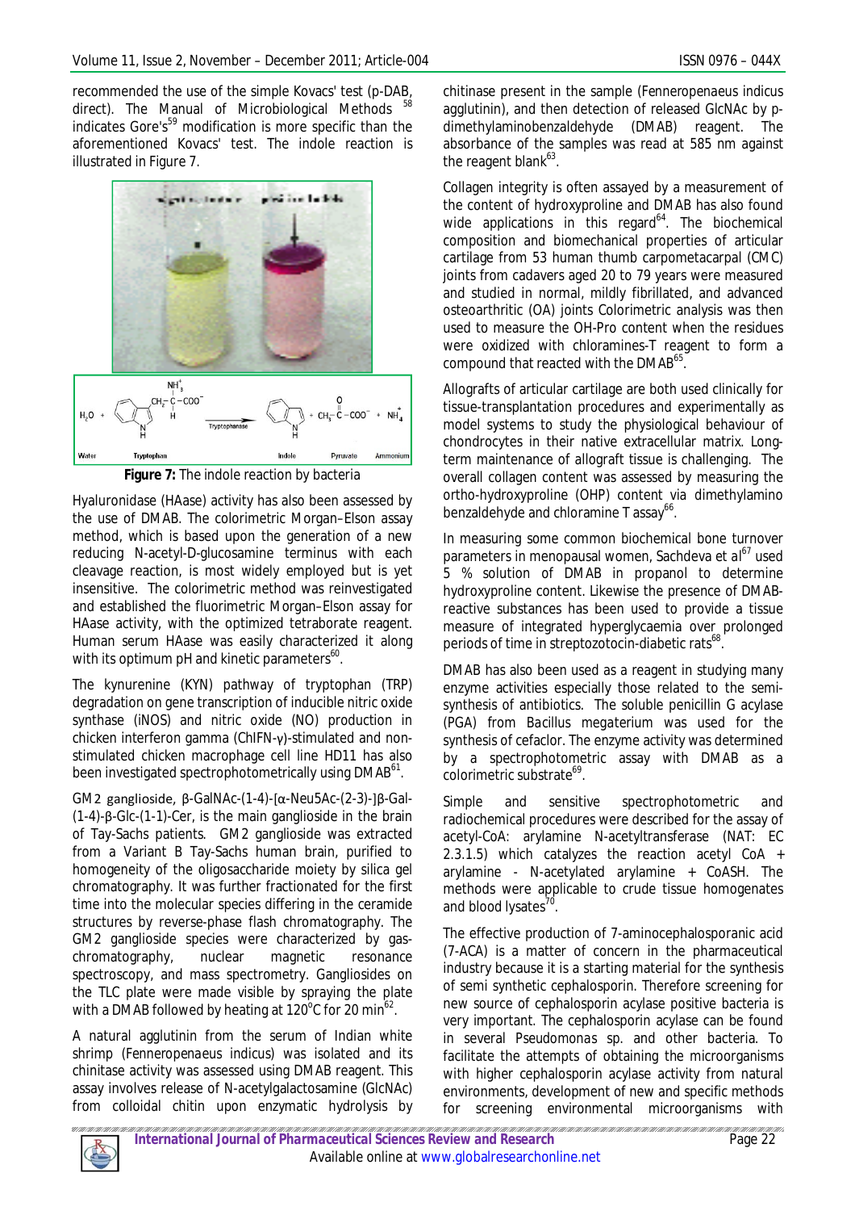recommended the use of the simple Kovacs' test (p-DAB, direct). The Manual of Microbiological Methods [58] indicates Gore's[59] modification is more specific than the aforementioned Kovacs' test. The indole reaction is illustrated in Figure 7.

**Figure 7:** The indole reaction by bacteria

Hyaluronidase (HAase) activity has also been assessed by the use of DMAB. The colorimetric Morgan–Elson assay method, which is based upon the generation of a new reducing N-acetyl-D-glucosamine terminus with each cleavage reaction, is most widely employed but is yet insensitive. The colorimetric method was reinvestigated and established the fluorimetric Morgan–Elson assay for HAase activity, with the optimized tetraborate reagent. Human serum HAase was easily characterized it along with its optimum pH and kinetic parameters[60].

The kynurenine (KYN) pathway of tryptophan (TRP) degradation on gene transcription of inducible nitric oxide synthase (iNOS) and nitric oxide (NO) production in chicken interferon gamma (ChIFN-γ)-stimulated and non-stimulated chicken macrophage cell line HD11 has also been investigated spectrophotometrically using DMAB[61].

GM2 ganglioside, β-GalNAc-(1-4)-[α-Neu5Ac-(2-3)-]β-Gal-(1-4)-β-Glc-(1-1)-Cer, is the main ganglioside in the brain of Tay-Sachs patients. GM2 ganglioside was extracted from a Variant B Tay-Sachs human brain, purified to homogeneity of the oligosaccharide moiety by silica gel chromatography. It was further fractionated for the first time into the molecular species differing in the ceramide structures by reverse-phase flash chromatography. The GM2 ganglioside species were characterized by gas-chromatography, nuclear magnetic resonance spectroscopy, and mass spectrometry. Gangliosides on the TLC plate were made visible by spraying the plate with a DMAB followed by heating at 120°C for 20 min[62].

A natural agglutinin from the serum of Indian white shrimp (*Fenneropenaeus indicus*) was isolated and its chinitase activity was assessed using DMAB reagent. This assay involves release of N-acetylglucosamine (GlcNAc) from colloidal chitin upon enzymatic hydrolysis by chitinase present in the sample (Fenneropenaeus indicus agglutinin), and then detection of released GlcNAc by p-dimethylaminobenzaldehyde (DMAB) reagent. The absorbance of the samples was read at 585 nm against the reagent blank[63].

Collagen integrity is often assayed by a measurement of the content of hydroxyproline and DMAB has also found wide applications in this regard[64]. The biochemical composition and biomechanical properties of articular cartilage from 53 human thumb carpometacarpal (CMC) joints from cadavers aged 20 to 79 years were measured and studied in normal, mildly fibrillated, and advanced osteoarthritic (OA) joints Colorimetric analysis was then used to measure the OH-Pro content when the residues were oxidized with chloramines-T reagent to form a compound that reacted with the DMAB[65].

Allografts of articular cartilage are both used clinically for tissue-transplantation procedures and experimentally as model systems to study the physiological behaviour of chondrocytes in their native extracellular matrix. Long-term maintenance of allograft tissue is challenging. The overall collagen content was assessed by measuring the ortho-hydroxyproline (OHP) content via dimethylamino benzaldehyde and chloramine T assay[66].

In measuring some common biochemical bone turnover parameters in menopausal women, Sachdeva et al[67] used 5 % solution of DMAB in propanol to determine hydroxyproline content. Likewise the presence of DMAB-reactive substances has been used to provide a tissue measure of integrated hyperglycaemia over prolonged periods of time in streptozotocin-diabetic rats[68].

DMAB has also been used as a reagent in studying many enzyme activities especially those related to the semi-synthesis of antibiotics. The soluble penicillin G acylase (PGA) from *Bacillus megaterium* was used for the synthesis of cefaclor. The enzyme activity was determined by a spectrophotometric assay with DMAB as a colorimetric substrate[69].

Simple and sensitive spectrophotometric and radiochemical procedures were described for the assay of acetyl-CoA: arylamine N-acetyltransferase (NAT: EC 2.3.1.5) which catalyzes the reaction acetyl CoA + arylamine - N-acetylated arylamine + CoASH. The methods were applicable to crude tissue homogenates and blood lysates[70].

The effective production of 7-aminocephalosporanic acid (7-ACA) is a matter of concern in the pharmaceutical industry because it is a starting material for the synthesis of semi synthetic cephalosporin. Therefore screening for new source of cephalosporin acylase positive bacteria is very important. The cephalosporin acylase can be found in several *Pseudomonas* sp. and other bacteria. To facilitate the attempts of obtaining the microorganisms with higher cephalosporin acylase activity from natural environments, development of new and specific methods for screening environmental microorganisms with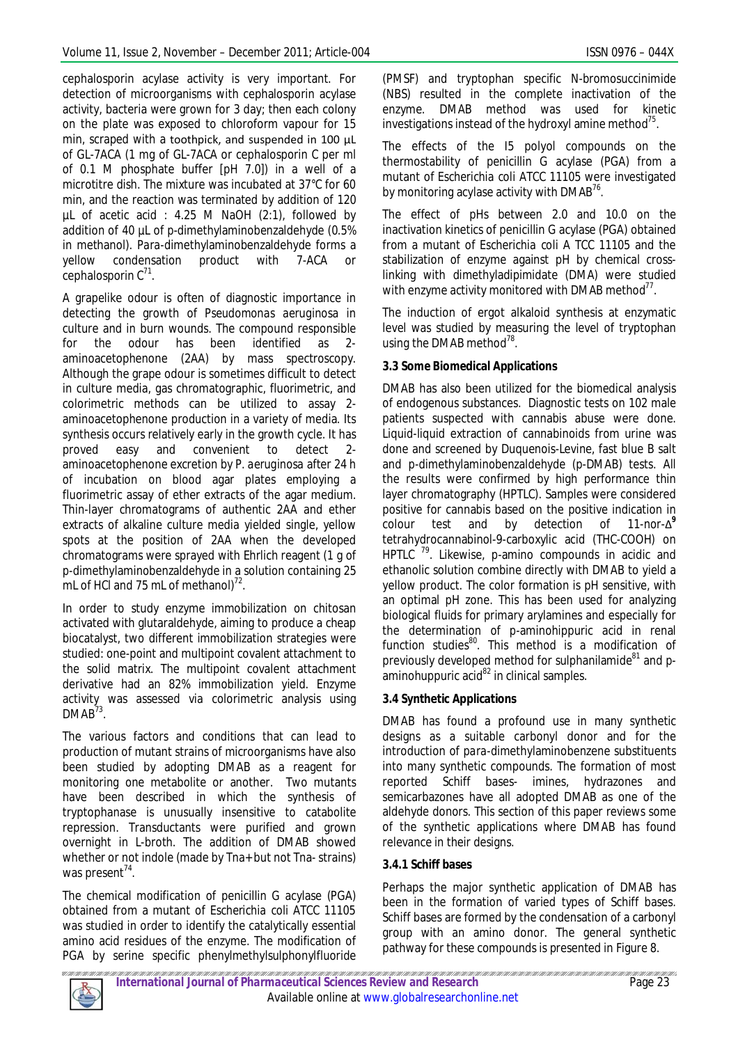cephalosporin acylase activity is very important. For detection of microorganisms with cephalosporin acylase activity, bacteria were grown for 3 day; then each colony on the plate was exposed to chloroform vapour for 15 min, scraped with a toothpick, and suspended in 100 µL of GL-7ACA (1 mg of GL-7ACA or cephalosporin C per ml of 0.1 M phosphate buffer [pH 7.0]) in a well of a microtitre dish. The mixture was incubated at 37°C for 60 min, and the reaction was terminated by addition of 120 µL of acetic acid : 4.25 M NaOH (2:1), followed by addition of 40 µL of p-dimethylaminobenzaldehyde (0.5% in methanol). Para-dimethylaminobenzaldehyde forms a yellow condensation product with 7-ACA or cephalosporin C[71].

A grapelike odour is often of diagnostic importance in detecting the growth of *Pseudomonas aeruginosa* in culture and in burn wounds. The compound responsible for the odour has been identified as 2-aminoacetophenone (2AA) by mass spectroscopy. Although the grape odour is sometimes difficult to detect in culture media, gas chromatographic, fluorimetric, and colorimetric methods can be utilized to assay 2-aminoacetophenone production in a variety of media. Its synthesis occurs relatively early in the growth cycle. It has proved easy and convenient to detect 2-aminoacetophenone excretion by *P. aeruginosa* after 24 h of incubation on blood agar plates employing a fluorimetric assay of ether extracts of the agar medium. Thin-layer chromatograms of authentic 2AA and ether extracts of alkaline culture media yielded single, yellow spots at the position of 2AA when the developed chromatograms were sprayed with Ehrlich reagent (1 g of p-dimethylaminobenzaldehyde in a solution containing 25 mL of HCl and 75 mL of methanol)[72].

In order to study enzyme immobilization on chitosan activated with glutaraldehyde, aiming to produce a cheap biocatalyst, two different immobilization strategies were studied: one-point and multipoint covalent attachment to the solid matrix. The multipoint covalent attachment derivative had an 82% immobilization yield. Enzyme activity was assessed via colorimetric analysis using DMAB[73].

The various factors and conditions that can lead to production of mutant strains of microorganisms have also been studied by adopting DMAB as a reagent for monitoring one metabolite or another. Two mutants have been described in which the synthesis of tryptophanase is unusually insensitive to catabolite repression. Transductants were purified and grown overnight in L-broth. The addition of DMAB showed whether or not indole (made by Tna+ but not Tna- strains) was present[74].

The chemical modification of penicillin G acylase (PGA) obtained from a mutant of *Escherichia coli* ATCC 11105 was studied in order to identify the catalytically essential amino acid residues of the enzyme. The modification of PGA by serine specific phenylmethylsulphonylfluoride (PMSF) and tryptophan specific N-bromosuccinimide (NBS) resulted in the complete inactivation of the enzyme. DMAB method was used for kinetic investigations instead of the hydroxyl amine method[75].

The effects of the I5 polyol compounds on the thermostability of penicillin G acylase (PGA) from a mutant of *Escherichia coli* ATCC 11105 were investigated by monitoring acylase activity with DMAB[76].

The effect of pHs between 2.0 and 10.0 on the inactivation kinetics of penicillin G acylase (PGA) obtained from a mutant of *Escherichia coli* A TCC 11105 and the stabilization of enzyme against pH by chemical cross-linking with dimethyladipimidate (DMA) were studied with enzyme activity monitored with DMAB method[77].

The induction of ergot alkaloid synthesis at enzymatic level was studied by measuring the level of tryptophan using the DMAB method[78].

### 3.3 Some Biomedical Applications

DMAB has also been utilized for the biomedical analysis of endogenous substances. Diagnostic tests on 102 male patients suspected with cannabis abuse were done. Liquid-liquid extraction of cannabinoids from urine was done and screened by Duquenois-Levine, fast blue B salt and p-dimethylaminobenzaldehyde (p-DMAB) tests. All the results were confirmed by high performance thin layer chromatography (HPTLC). Samples were considered positive for cannabis based on the positive indication in colour test and by detection of 11-nor-$\Delta^{9}$ tetrahydrocannabinol-9-carboxylic acid (THC-COOH) on HPTLC [79]. Likewise, p-amino compounds in acidic and ethanolic solution combine directly with DMAB to yield a yellow product. The color formation is pH sensitive, with an optimal pH zone. This has been used for analyzing biological fluids for primary arylamines and especially for the determination of p-aminohippuric acid in renal function studies[80]. This method is a modification of previously developed method for sulphanilamide[81] and p-aminohuppuric acid[82] in clinical samples.

### 3.4 Synthetic Applications

DMAB has found a profound use in many synthetic designs as a suitable carbonyl donor and for the introduction of *para*-dimethylaminobenzene substituents into many synthetic compounds. The formation of most reported Schiff bases- imines, hydrazones and semicarbazones have all adopted DMAB as one of the aldehyde donors. This section of this paper reviews some of the synthetic applications where DMAB has found relevance in their designs.

#### 3.4.1 Schiff bases

Perhaps the major synthetic application of DMAB has been in the formation of varied types of Schiff bases. Schiff bases are formed by the condensation of a carbonyl group with an amino donor. The general synthetic pathway for these compounds is presented in Figure 8.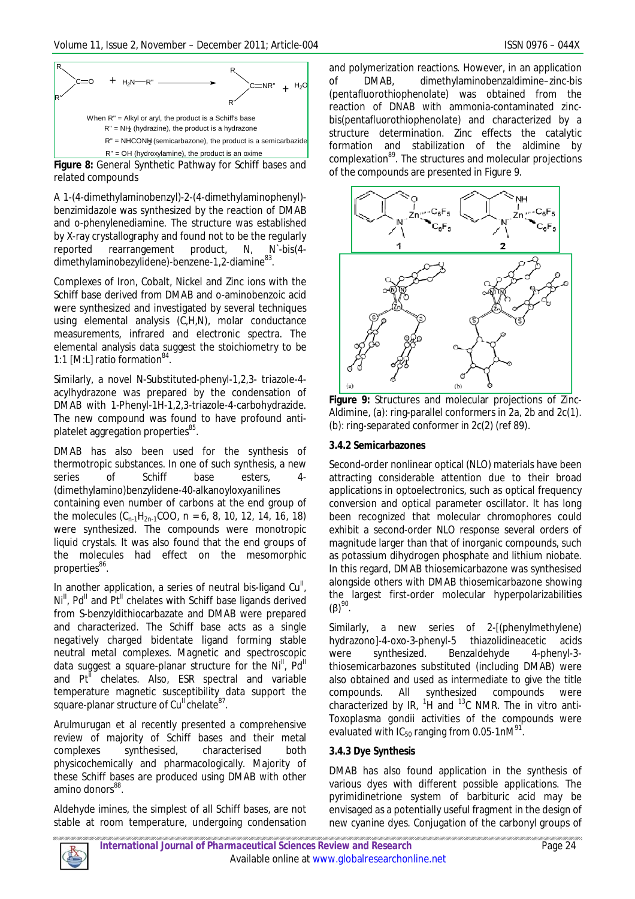When R" = Alkyl or aryl, the product is a Schiff's base
R" = $NH_2$ (hydrazine), the product is a hydrazone
R" = $NHCONH_2$ (semicarbazone), the product is a semicarbazide
R" = OH (hydroxylamine), the product is an oxime

**Figure 8:** General Synthetic Pathway for Schiff bases and related compounds

A 1-(4-dimethylaminobenzyl)-2-(4-dimethylaminophenyl)-benzimidazole was synthesized by the reaction of DMAB and o-phenylenediamine. The structure was established by X-ray crystallography and found not to be the regularly reported rearrangement product, N, N`-bis(4-dimethylaminobezylidene)-benzene-1,2-diamine[83].

Complexes of Iron, Cobalt, Nickel and Zinc ions with the Schiff base derived from DMAB and o-aminobenzoic acid were synthesized and investigated by several techniques using elemental analysis (C,H,N), molar conductance measurements, infrared and electronic spectra. The elemental analysis data suggest the stoichiometry to be 1:1 [M:L] ratio formation[84].

Similarly, a novel N-Substituted-phenyl-1,2,3- triazole-4-acylhydrazone was prepared by the condensation of DMAB with 1-Phenyl-1H-1,2,3-triazole-4-carbohydrazide. The new compound was found to have profound anti-platelet aggregation properties[85].

DMAB has also been used for the synthesis of thermotropic substances. In one of such synthesis, a new series of Schiff base esters, 4-(dimethylamino)benzylidene-40-alkanoyloxyanilines containing even number of carbons at the end group of the molecules ($C_{n-1}H_{2n-1}COO$, n = 6, 8, 10, 12, 14, 16, 18) were synthesized. The compounds were monotropic liquid crystals. It was also found that the end groups of the molecules had effect on the mesomorphic properties[86].

In another application, a series of neutral bis-ligand $Cu^{II}$, $Ni^{II}$, $Pd^{II}$ and $Pt^{II}$ chelates with Schiff base ligands derived from S-benzyldithiocarbazate and DMAB were prepared and characterized. The Schiff base acts as a single negatively charged bidentate ligand forming stable neutral metal complexes. Magnetic and spectroscopic data suggest a square-planar structure for the $Ni^{II}$, $Pd^{II}$ and $Pt^{II}$ chelates. Also, ESR spectral and variable temperature magnetic susceptibility data support the square-planar structure of $Cu^{II}$ chelate[87].

Arulmurugan et al recently presented a comprehensive review of majority of Schiff bases and their metal complexes synthesised, characterised both physicochemically and pharmacologically. Majority of these Schiff bases are produced using DMAB with other amino donors[88].

Aldehyde imines, the simplest of all Schiff bases, are not stable at room temperature, undergoing condensation and polymerization reactions. However, in an application of DMAB, dimethylaminobenzaldimine–zinc-bis (pentafluorothiophenolate) was obtained from the reaction of DNAB with ammonia-contaminated zinc-bis(pentafluorothiophenolate) and characterized by a structure determination. Zinc effects the catalytic formation and stabilization of the aldimine by complexation[89]. The structures and molecular projections of the compounds are presented in Figure 9.

**Figure 9:** Structures and molecular projections of Zinc-Aldimine, (a): ring-parallel conformers in 2a, 2b and 2c(1). (b): ring-separated conformer in 2c(2) (ref 89).

### 3.4.2 Semicarbazones

Second-order nonlinear optical (NLO) materials have been attracting considerable attention due to their broad applications in optoelectronics, such as optical frequency conversion and optical parameter oscillator. It has long been recognized that molecular chromophores could exhibit a second-order NLO response several orders of magnitude larger than that of inorganic compounds, such as potassium dihydrogen phosphate and lithium niobate. In this regard, DMAB thiosemicarbazone was synthesised alongside others with DMAB thiosemicarbazone showing the largest first-order molecular hyperpolarizabilities ($\beta$)[90].

Similarly, a new series of 2-[(phenylmethylene) hydrazono]-4-oxo-3-phenyl-5 thiazolidineacetic acids were synthesized. Benzaldehyde 4-phenyl-3-thiosemicarbazones substituted (including DMAB) were also obtained and used as intermediate to give the title compounds. All synthesized compounds were characterized by IR, $^{1}H$ and $^{13}C$ NMR. The in vitro anti-Toxoplasma gondii activities of the compounds were evaluated with $IC_{50}$ ranging from 0.05-1nM[91].

### 3.4.3 Dye Synthesis

DMAB has also found application in the synthesis of various dyes with different possible applications. The pyrimidinetrione system of barbituric acid may be envisaged as a potentially useful fragment in the design of new cyanine dyes. Conjugation of the carbonyl groups of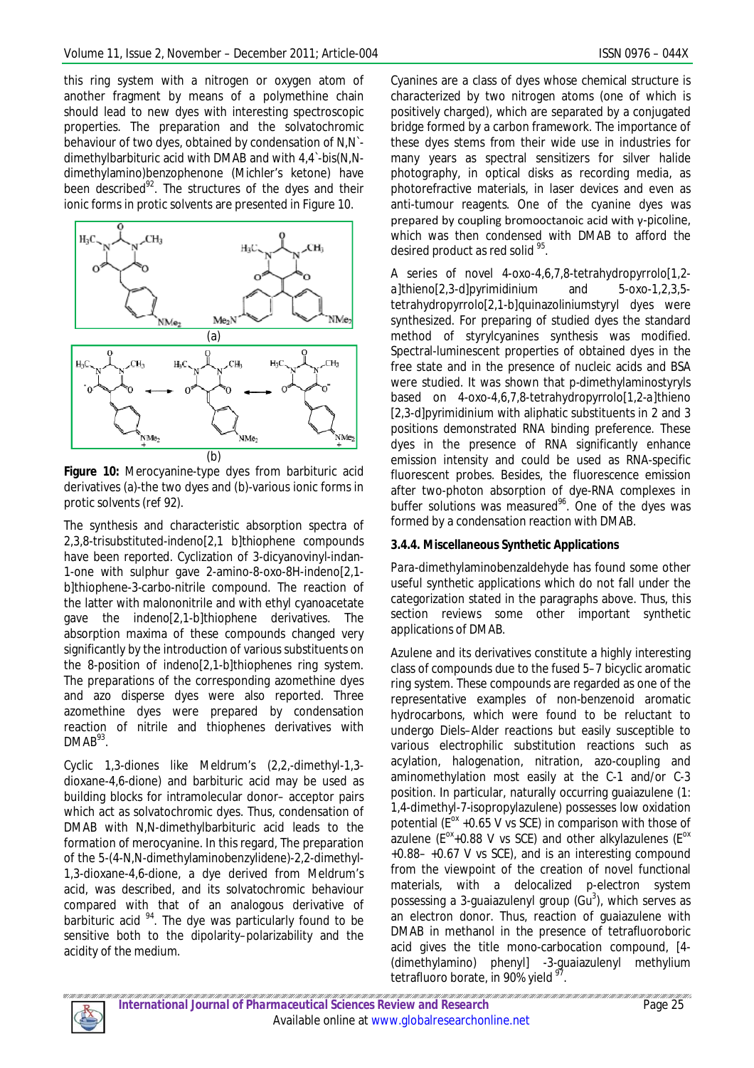this ring system with a nitrogen or oxygen atom of another fragment by means of a polymethine chain should lead to new dyes with interesting spectroscopic properties. The preparation and the solvatochromic behaviour of two dyes, obtained by condensation of N,N`-dimethylbarbituric acid with DMAB and with 4,4`-bis(N,N-dimethylamino)benzophenone (Michler's ketone) have been described[92]. The structures of the dyes and their ionic forms in protic solvents are presented in Figure 10.

**Figure 10:** Merocyanine-type dyes from barbituric acid derivatives (a)-the two dyes and (b)-various ionic forms in protic solvents (ref 92).

The synthesis and characteristic absorption spectra of 2,3,8-trisubstituted-indeno[2,1 b]thiophene compounds have been reported. Cyclization of 3-dicyanovinyl-indan-1-one with sulphur gave 2-amino-8-oxo-8H-indeno[2,1-b]thiophene-3-carbo-nitrile compound. The reaction of the latter with malononitrile and with ethyl cyanoacetate gave the indeno[2,1-b]thiophene derivatives. The absorption maxima of these compounds changed very significantly by the introduction of various substituents on the 8-position of indeno[2,1-b]thiophenes ring system. The preparations of the corresponding azomethine dyes and azo disperse dyes were also reported. Three azomethine dyes were prepared by condensation reaction of nitrile and thiophenes derivatives with DMAB[93].

Cyclic 1,3-diones like Meldrum's (2,2,-dimethyl-1,3-dioxane-4,6-dione) and barbituric acid may be used as building blocks for intramolecular donor– acceptor pairs which act as solvatochromic dyes. Thus, condensation of DMAB with N,N-dimethylbarbituric acid leads to the formation of merocyanine. In this regard, The preparation of the 5-(4-N,N-dimethylaminobenzylidene)-2,2-dimethyl-1,3-dioxane-4,6-dione, a dye derived from Meldrum's acid, was described, and its solvatochromic behaviour compared with that of an analogous derivative of barbituric acid [94]. The dye was particularly found to be sensitive both to the dipolarity–polarizability and the acidity of the medium.

Cyanines are a class of dyes whose chemical structure is characterized by two nitrogen atoms (one of which is positively charged), which are separated by a conjugated bridge formed by a carbon framework. The importance of these dyes stems from their wide use in industries for many years as spectral sensitizers for silver halide photography, in optical disks as recording media, as photorefractive materials, in laser devices and even as anti-tumour reagents. One of the cyanine dyes was prepared by coupling bromooctanoic acid with γ-picoline, which was then condensed with DMAB to afford the desired product as red solid [95].

A series of novel 4-oxo-4,6,7,8-tetrahydropyrrolo[1,2-a]thieno[2,3-d]pyrimidinium and 5-oxo-1,2,3,5-tetrahydropyrrolo[2,1-b]quinazoliniumstyryl dyes were synthesized. For preparing of studied dyes the standard method of styrylcyanines synthesis was modified. Spectral-luminescent properties of obtained dyes in the free state and in the presence of nucleic acids and BSA were studied. It was shown that p-dimethylaminostyryls based on 4-oxo-4,6,7,8-tetrahydropyrrolo[1,2-a]thieno [2,3-d]pyrimidinium with aliphatic substituents in 2 and 3 positions demonstrated RNA binding preference. These dyes in the presence of RNA significantly enhance emission intensity and could be used as RNA-specific fluorescent probes. Besides, the fluorescence emission after two-photon absorption of dye-RNA complexes in buffer solutions was measured[96]. One of the dyes was formed by a condensation reaction with DMAB.

**3.4.4. Miscellaneous Synthetic Applications**

Para-dimethylaminobenzaldehyde has found some other useful synthetic applications which do not fall under the categorization stated in the paragraphs above. Thus, this section reviews some other important synthetic applications of DMAB.

Azulene and its derivatives constitute a highly interesting class of compounds due to the fused 5–7 bicyclic aromatic ring system. These compounds are regarded as one of the representative examples of non-benzenoid aromatic hydrocarbons, which were found to be reluctant to undergo Diels–Alder reactions but easily susceptible to various electrophilic substitution reactions such as acylation, halogenation, nitration, azo-coupling and aminomethylation most easily at the C-1 and/or C-3 position. In particular, naturally occurring guaiazulene (1: 1,4-dimethyl-7-isopropylazulene) possesses low oxidation potential ($E^{ox}$ +0.65 V vs SCE) in comparison with those of azulene ($E^{ox}$+0.88 V vs SCE) and other alkylazulenes ($E^{ox}$ +0.88– +0.67 V vs SCE), and is an interesting compound from the viewpoint of the creation of novel functional materials, with a delocalized p-electron system possessing a 3-guaiazulenyl group ($Gu^3$), which serves as an electron donor. Thus, reaction of guaiazulene with DMAB in methanol in the presence of tetrafluoroboric acid gives the title mono-carbocation compound, [4-(dimethylamino) phenyl] -3-guaiazulenyl methylium tetrafluoro borate, in 90% yield [97].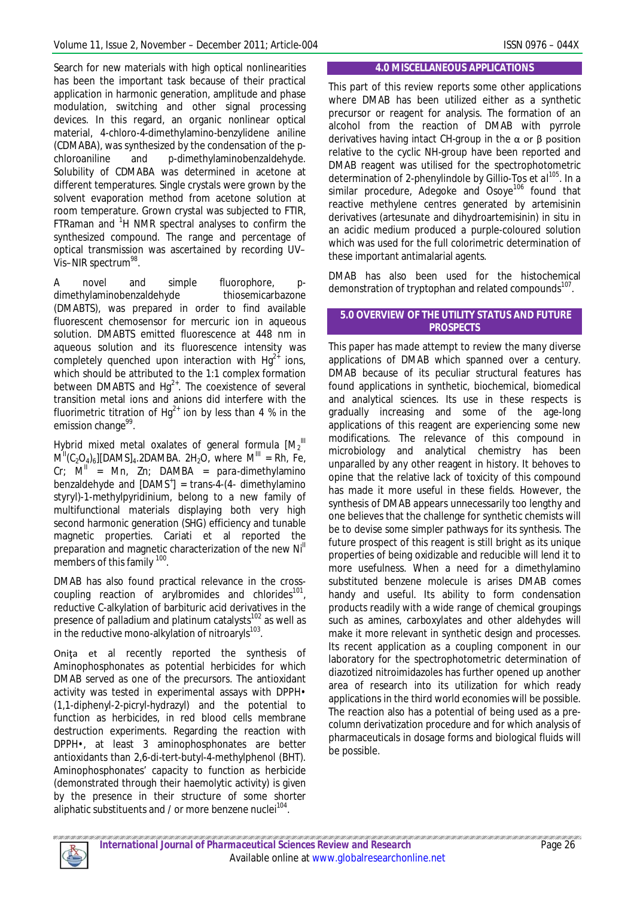Search for new materials with high optical nonlinearities has been the important task because of their practical application in harmonic generation, amplitude and phase modulation, switching and other signal processing devices. In this regard, an organic nonlinear optical material, 4-chloro-4-dimethylamino-benzylidene aniline (CDMABA), was synthesized by the condensation of the p-chloroaniline and p-dimethylaminobenzaldehyde. Solubility of CDMABA was determined in acetone at different temperatures. Single crystals were grown by the solvent evaporation method from acetone solution at room temperature. Grown crystal was subjected to FTIR, FTRaman and $^1H$ NMR spectral analyses to confirm the synthesized compound. The range and percentage of optical transmission was ascertained by recording UV–Vis–NIR spectrum[98].

A novel and simple fluorophore, p-dimethylaminobenzaldehyde thiosemicarbazone (DMABTS), was prepared in order to find available fluorescent chemosensor for mercuric ion in aqueous solution. DMABTS emitted fluorescence at 448 nm in aqueous solution and its fluorescence intensity was completely quenched upon interaction with $Hg^{2+}$ ions, which should be attributed to the 1:1 complex formation between DMABTS and $Hg^{2+}$. The coexistence of several transition metal ions and anions did interfere with the fluorimetric titration of $Hg^{2+}$ ion by less than 4 % in the emission change[99].

Hybrid mixed metal oxalates of general formula $[M_2^{II}M^{III}(C_2O_4)_6][DAMS]_4.2DAMBA.\ 2H_2O$, where $M^{III}$ = Rh, Fe, Cr; $M^{II}$ = Mn, Zn; DAMBA = para-dimethylamino benzaldehyde and $[DAMS^+]$ = trans-4-(4- dimethylamino styryl)-1-methylpyridinium, belong to a new family of multifunctional materials displaying both very high second harmonic generation (SHG) efficiency and tunable magnetic properties. Cariati et al reported the preparation and magnetic characterization of the new $Ni^{II}$ members of this family [100].

DMAB has also found practical relevance in the cross-coupling reaction of arylbromides and chlorides[101], reductive C-alkylation of barbituric acid derivatives in the presence of palladium and platinum catalysts[102] as well as in the reductive mono-alkylation of nitroaryls[103].

Oniţa et al recently reported the synthesis of Aminophosphonates as potential herbicides for which DMAB served as one of the precursors. The antioxidant activity was tested in experimental assays with DPPH• (1,1-diphenyl-2-picryl-hydrazyl) and the potential to function as herbicides, in red blood cells membrane destruction experiments. Regarding the reaction with DPPH•, at least 3 aminophosphonates are better antioxidants than 2,6-di-tert-butyl-4-methylphenol (BHT). Aminophosphonates' capacity to function as herbicide (demonstrated through their haemolytic activity) is given by the presence in their structure of some shorter aliphatic substituents and / or more benzene nuclei[104].

## 4.0 MISCELLANEOUS APPLICATIONS

This part of this review reports some other applications where DMAB has been utilized either as a synthetic precursor or reagent for analysis. The formation of an alcohol from the reaction of DMAB with pyrrole derivatives having intact CH-group in the $\alpha$ or $\beta$ position relative to the cyclic NH-group have been reported and DMAB reagent was utilised for the spectrophotometric determination of 2-phenylindole by Gillio-Tos et al[105]. In a similar procedure, Adegoke and Osoye[106] found that reactive methylene centres generated by artemisinin derivatives (artesunate and dihydroartemisinin) in situ in an acidic medium produced a purple-coloured solution which was used for the full colorimetric determination of these important antimalarial agents.

DMAB has also been used for the histochemical demonstration of tryptophan and related compounds[107].

## 5.0 OVERVIEW OF THE UTILITY STATUS AND FUTURE PROSPECTS

This paper has made attempt to review the many diverse applications of DMAB which spanned over a century. DMAB because of its peculiar structural features has found applications in synthetic, biochemical, biomedical and analytical sciences. Its use in these respects is gradually increasing and some of the age-long applications of this reagent are experiencing some new modifications. The relevance of this compound in microbiology and analytical chemistry has been unparalled by any other reagent in history. It behoves to opine that the relative lack of toxicity of this compound has made it more useful in these fields. However, the synthesis of DMAB appears unnecessarily too lengthy and one believes that the challenge for synthetic chemists will be to devise some simpler pathways for its synthesis. The future prospect of this reagent is still bright as its unique properties of being oxidizable and reducible will lend it to more usefulness. When a need for a dimethylamino substituted benzene molecule is arises DMAB comes handy and useful. Its ability to form condensation products readily with a wide range of chemical groupings such as amines, carboxylates and other aldehydes will make it more relevant in synthetic design and processes. Its recent application as a coupling component in our laboratory for the spectrophotometric determination of diazotized nitroimidazoles has further opened up another area of research into its utilization for which ready applications in the third world economies will be possible. The reaction also has a potential of being used as a pre-column derivatization procedure and for which analysis of pharmaceuticals in dosage forms and biological fluids will be possible.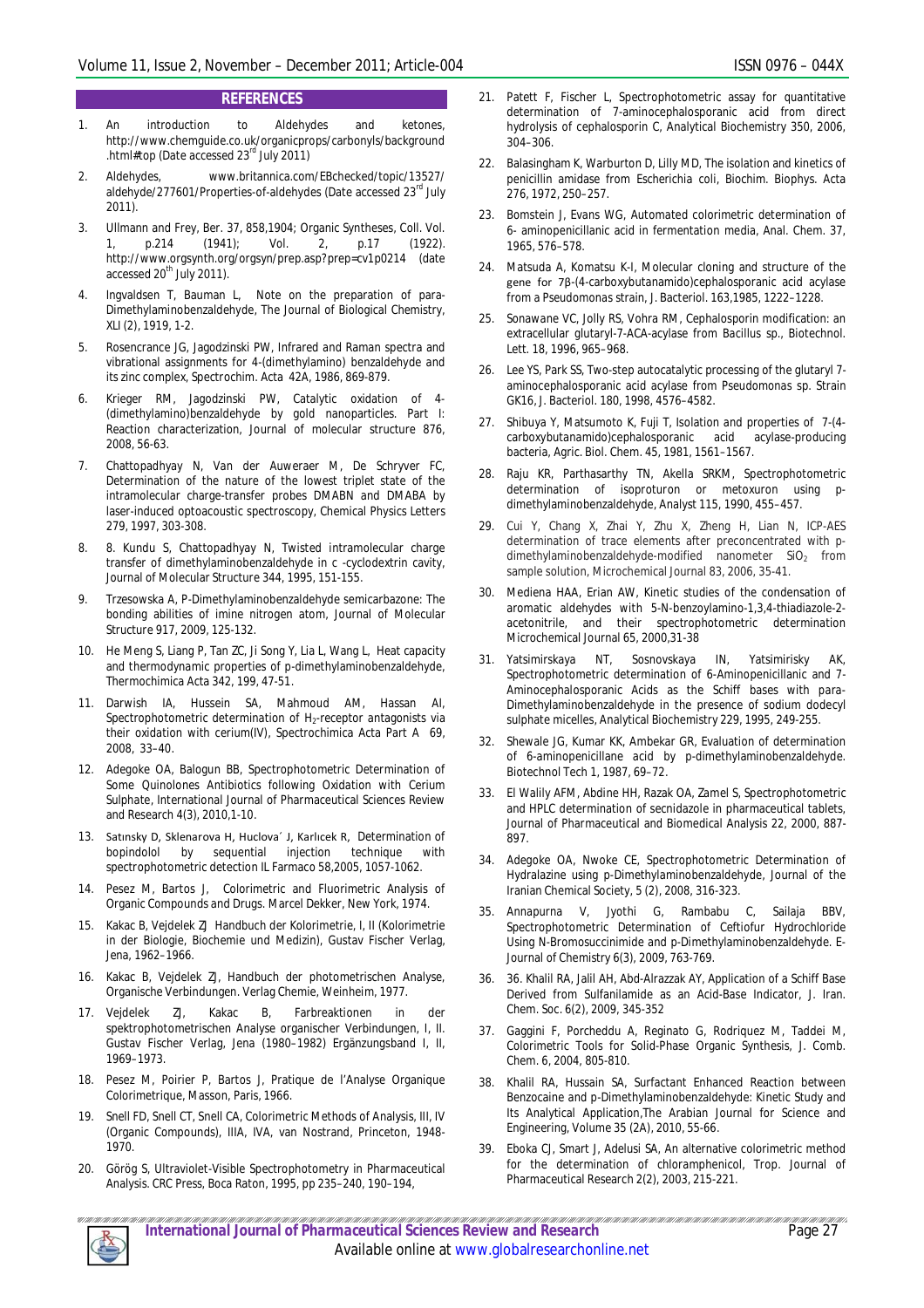## REFERENCES

1. An introduction to Aldehydes and ketones, http://www.chemguide.co.uk/orgaincprops/carbonyls/background.html#top (Date accessed 23rd July 2011)
2. Aldehydes, www.britannica.com/EBchecked/topic/13527/aldehyde/277601/Properties-of-aldehydes (Date accessed 23rd July 2011).
3. Ullmann and Frey, Ber. 37, 858,1904; Organic Syntheses, Coll. Vol. 1, p.214 (1941); Vol. 2, p.17 (1922). http://www.orgsynth.org/orgsyn/prep.asp?prep=cv1p0214 (date accessed 20th July 2011).
4. Ingvaldsen T, Bauman L, Note on the preparation of para-Dimethylaminobenzaldehyde, The Journal of Biological Chemistry, XLI (2), 1919, 1-2.
5. Rosencrance JG, Jagodzinski PW, Infrared and Raman spectra and vibrational assignments for 4-(dimethylamino) benzaldehyde and its zinc complex, Spectrochim. Acta 42A, 1986, 869-879.
6. Krieger RM, Jagodzinski PW, Catalytic oxidation of 4-(dimethylamino)benzaldehyde by gold nanoparticles. Part I: Reaction characterization, Journal of molecular structure 876, 2008, 56-63.
7. Chattopadhyay N, Van der Auweraer M, De Schryver FC, Determination of the nature of the lowest triplet state of the intramolecular charge-transfer probes DMABN and DMABA by laser-induced optoacoustic spectroscopy, Chemical Physics Letters 279, 1997, 303-308.
8. 8. Kundu S, Chattopadhyay N, Twisted intramolecular charge transfer of dimethylaminobenzaldehyde in c -cyclodextrin cavity, Journal of Molecular Structure 344, 1995, 151-155.
9. Trzesowska A, P-Dimethylaminobenzaldehyde semicarbazone: The bonding abilities of imine nitrogen atom, Journal of Molecular Structure 917, 2009, 125-132.
10. He Meng S, Liang P, Tan ZC, Ji Song Y, Lia L, Wang L, Heat capacity and thermodynamic properties of p-dimethylaminobenzaldehyde, Thermochimica Acta 342, 199, 47-51.
11. Darwish IA, Hussein SA, Mahmoud AM, Hassan AI, Spectrophotometric determination of $H_2$-receptor antagonists via their oxidation with cerium(IV), Spectrochimica Acta Part A 69, 2008, 33–40.
12. Adegoke OA, Balogun BB, Spectrophotometric Determination of Some Quinolones Antibiotics following Oxidation with Cerium Sulphate, International Journal of Pharmaceutical Sciences Review and Research 4(3), 2010,1-10.
13. Satınsky D, Sklenarova H, Huclova´ J, Karlıcek R, Determination of bopindolol by sequential injection technique with spectrophotometric detection IL Farmaco 58,2005, 1057-1062.
14. Pesez M, Bartos J, Colorimetric and Fluorimetric Analysis of Organic Compounds and Drugs. Marcel Dekker, New York, 1974.
15. Kakac B, Vejdelek ZJ Handbuch der Kolorimetrie, I, II (Kolorimetrie in der Biologie, Biochemie und Medizin), Gustav Fischer Verlag, Jena, 1962–1966.
16. Kakac B, Vejdelek ZJ, Handbuch der photometrischen Analyse, Organische Verbindungen. Verlag Chemie, Weinheim, 1977.
17. Vejdelek ZJ, Kakac B, Farbreaktionen in der spektrophotometrischen Analyse organischer Verbindungen, I, II. Gustav Fischer Verlag, Jena (1980–1982) Ergänzungsband I, II, 1969–1973.
18. Pesez M, Poirier P, Bartos J, Pratique de l'Analyse Organique Colorimetrique, Masson, Paris, 1966.
19. Snell FD, Snell CT, Snell CA, Colorimetric Methods of Analysis, III, IV (Organic Compounds), IIIA, IVA, van Nostrand, Princeton, 1948-1970.
20. Görög S, Ultraviolet-Visible Spectrophotometry in Pharmaceutical Analysis. CRC Press, Boca Raton, 1995, pp 235–240, 190–194,
21. Patett F, Fischer L, Spectrophotometric assay for quantitative determination of 7-aminocephalosporanic acid from direct hydrolysis of cephalosporin C, Analytical Biochemistry 350, 2006, 304–306.
22. Balasingham K, Warburton D, Lilly MD, The isolation and kinetics of penicillin amidase from Escherichia coli, Biochim. Biophys. Acta 276, 1972, 250–257.
23. Bomstein J, Evans WG, Automated colorimetric determination of 6- aminopenicillanic acid in fermentation media, Anal. Chem. 37, 1965, 576–578.
24. Matsuda A, Komatsu K-I, Molecular cloning and structure of the gene for 7β-(4-carboxybutanamido)cephalosporanic acid acylase from a Pseudomonas strain, J. Bacteriol. 163,1985, 1222–1228.
25. Sonawane VC, Jolly RS, Vohra RM, Cephalosporin modification: an extracellular glutaryl-7-ACA-acylase from Bacillus sp., Biotechnol. Lett. 18, 1996, 965–968.
26. Lee YS, Park SS, Two-step autocatalytic processing of the glutaryl 7-aminocephalosporanic acid acylase from Pseudomonas sp. Strain GK16, J. Bacteriol. 180, 1998, 4576–4582.
27. Shibuya Y, Matsumoto K, Fuji T, Isolation and properties of 7-(4-carboxybutanamido)cephalosporanic acid acylase-producing bacteria, Agric. Biol. Chem. 45, 1981, 1561–1567.
28. Raju KR, Parthasarthy TN, Akella SRKM, Spectrophotometric determination of isoproturon or metoxuron using p-dimethylaminobenzaldehyde, Analyst 115, 1990, 455–457.
29. Cui Y, Chang X, Zhai Y, Zhu X, Zheng H, Lian N, ICP-AES determination of trace elements after preconcentrated with p-dimethylaminobenzaldehyde-modified nanometer $SiO_2$ from sample solution, Microchemical Journal 83, 2006, 35-41.
30. Mediena HAA, Erian AW, Kinetic studies of the condensation of aromatic aldehydes with 5-N-benzoylamino-1,3,4-thiadiazole-2-acetonitrile, and their spectrophotometric determination Microchemical Journal 65, 2000,31-38
31. Yatsimirskaya NT, Sosnovskaya IN, Yatsimirisky AK, Spectrophotometric determination of 6-Aminopenicillanic and 7-Aminocephalosporanic Acids as the Schiff bases with para-Dimethylaminobenzaldehyde in the presence of sodium dodecyl sulphate micelles, Analytical Biochemistry 229, 1995, 249-255.
32. Shewale JG, Kumar KK, Ambekar GR, Evaluation of determination of 6-aminopenicillane acid by p-dimethylaminobenzaldehyde. Biotechnol Tech 1, 1987, 69–72.
33. El Walily AFM, Abdine HH, Razak OA, Zamel S, Spectrophotometric and HPLC determination of secnidazole in pharmaceutical tablets, Journal of Pharmaceutical and Biomedical Analysis 22, 2000, 887-897.
34. Adegoke OA, Nwoke CE, Spectrophotometric Determination of Hydralazine using p-Dimethylaminobenzaldehyde, Journal of the Iranian Chemical Society, 5 (2), 2008, 316-323.
35. Annapurna V, Jyothi G, Rambabu C, Sailaja BBV, Spectrophotometric Determination of Ceftiofur Hydrochloride Using N-Bromosuccinimide and p-Dimethylaminobenzaldehyde. E-Journal of Chemistry 6(3), 2009, 763-769.
36. 36. Khalil RA, Jalil AH, Abd-Alrazzak AY, Application of a Schiff Base Derived from Sulfanilamide as an Acid-Base Indicator, J. Iran. Chem. Soc. 6(2), 2009, 345-352
37. Gaggini F, Porcheddu A, Reginato G, Rodriquez M, Taddei M, Colorimetric Tools for Solid-Phase Organic Synthesis, J. Comb. Chem. 6, 2004, 805-810.
38. Khalil RA, Hussain SA, Surfactant Enhanced Reaction between Benzocaine and p-Dimethylaminobenzaldehyde: Kinetic Study and Its Analytical Application,The Arabian Journal for Science and Engineering, Volume 35 (2A), 2010, 55-66.
39. Eboka CJ, Smart J, Adelusi SA, An alternative colorimetric method for the determination of chloramphenicol, Trop. Journal of Pharmaceutical Research 2(2), 2003, 215-221.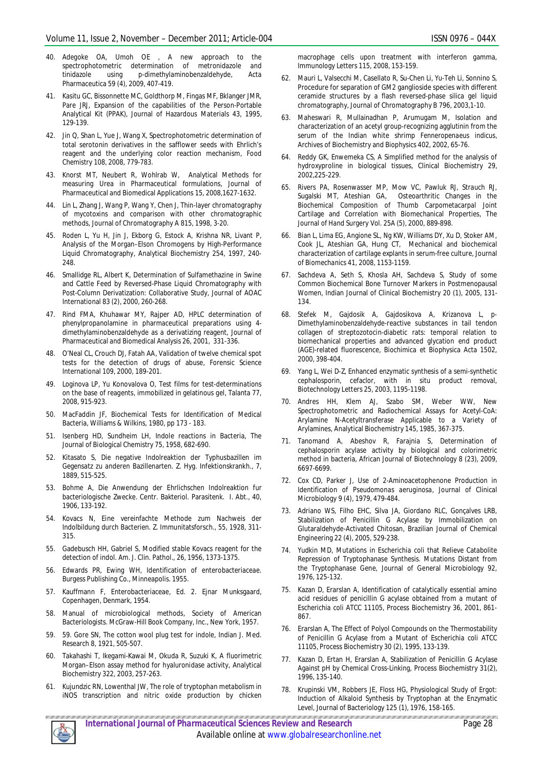40. Adegoke OA, Umoh OE , A new approach to the spectrophotometric determination of metronidazole and tinidazole using p-dimethylaminobenzaldehyde, Acta Pharmaceutica 59 (4), 2009, 407-419.

41. Kasitu GC, Bissonnette MC, Goldthorp M, Fingas MF, Bklanger JMR, Pare JRJ, Expansion of the capabilities of the Person-Portable Analytical Kit (PPAK), Journal of Hazardous Materials 43, 1995, 129-139.

42. Jin Q, Shan L, Yue J, Wang X, Spectrophotometric determination of total serotonin derivatives in the safflower seeds with Ehrlich's reagent and the underlying color reaction mechanism, Food Chemistry 108, 2008, 779-783.

43. Knorst MT, Neubert R, Wohlrab W, Analytical Methods for measuring Urea in Pharmaceutical formulations, Journal of Pharmaceutical and Biomedical Applications 15, 2008,1627-1632.

44. Lin L, Zhang J, Wang P, Wang Y, Chen J, Thin-layer chromatography of mycotoxins and comparison with other chromatographic methods, Journal of Chromatography A 815, 1998, 3-20.

45. Roden L, Yu H, Jin J, Ekborg G, Estock A, Krishna NR, Livant P, Analysis of the Morgan–Elson Chromogens by High-Performance Liquid Chromatography, Analytical Biochemistry 254, 1997, 240-248.

46. Smallidge RL, Albert K, Determination of Sulfamethazine in Swine and Cattle Feed by Reversed-Phase Liquid Chromatography with Post-Column Derivatization: Collaborative Study, Journal of AOAC International 83 (2), 2000, 260-268.

47. Rind FMA, Khuhawar MY, Rajper AD, HPLC determination of phenylpropanolamine in pharmaceutical preparations using 4-dimethylaminobenzaldehyde as a derivatizing reagent, Journal of Pharmaceutical and Biomedical Analysis 26, 2001, 331-336.

48. O'Neal CL, Crouch DJ, Fatah AA, Validation of twelve chemical spot tests for the detection of drugs of abuse, Forensic Science International 109, 2000, 189-201.

49. Loginova LP, Yu Konovalova O, Test films for test-determinations on the base of reagents, immobilized in gelatinous gel, Talanta 77, 2008, 915-923.

50. MacFaddin JF, Biochemical Tests for Identification of Medical Bacteria, Williams & Wilkins, 1980, pp 173 - 183.

51. Isenberg HD, Sundheim LH, Indole reactions in Bacteria, The Journal of Biological Chemistry 75, 1958, 682-690.

52. Kitasato S, Die negative Indolreaktion der Typhusbazillen im Gegensatz zu anderen Bazillenarten. Z. Hyg. Infektionskrankh., 7, 1889, 515-525.

53. Bohme A, Die Anwendung der Ehrlichschen Indolreaktion fur bacteriologische Zwecke. Centr. Bakteriol. Parasitenk. I. Abt., 40, 1906, 133-192.

54. Kovacs N, Eine vereinfachte Methode zum Nachweis der Indolbildung durch Bacterien. Z. Immunitatsforsch., 55, 1928, 311-315.

55. Gadebusch HH, Gabriel S, Modified stable Kovacs reagent for the detection of indol. Am. J. Clin. Pathol., 26, 1956, 1373-1375.

56. Edwards PR, Ewing WH, Identification of enterobacteriaceae. Burgess Publishing Co., Minneapolis. 1955.

57. Kauffmann F, Enterobacteriaceae, Ed. 2. Ejnar Munksgaard, Copenhagen, Denmark, 1954.

58. Manual of microbiological methods, Society of American Bacteriologists. McGraw-Hill Book Company, Inc., New York, 1957.

59. 59. Gore SN, The cotton wool plug test for indole, Indian J. Med. Research 8, 1921, 505-507.

60. Takahashi T, Ikegami-Kawai M, Okuda R, Suzuki K, A fluorimetric Morgan–Elson assay method for hyaluronidase activity, Analytical Biochemistry 322, 2003, 257-263.

61. Kujundzic RN, Lowenthal JW, The role of tryptophan metabolism in iNOS transcription and nitric oxide production by chicken macrophage cells upon treatment with interferon gamma, Immunology Letters 115, 2008, 153-159.

62. Mauri L, Valsecchi M, Casellato R, Su-Chen Li, Yu-Teh Li, Sonnino S, Procedure for separation of GM2 ganglioside species with different ceramide structures by a flash reversed-phase silica gel liquid chromatography, Journal of Chromatography B 796, 2003,1-10.

63. Maheswari R, Mullainadhan P, Arumugam M, Isolation and characterization of an acetyl group-recognizing agglutinin from the serum of the Indian white shrimp Fenneropenaeus indicus, Archives of Biochemistry and Biophysics 402, 2002, 65-76.

64. Reddy GK, Enwemeka CS, A Simplified method for the analysis of hydroxyproline in biological tissues, Clinical Biochemistry 29, 2002,225-229.

65. Rivers PA, Rosenwasser MP, Mow VC, Pawluk RJ, Strauch RJ, Sugalski MT, Ateshian GA, Osteoarthritic Changes in the Biochemical Composition of Thumb Carpometacarpal Joint Cartilage and Correlation with Biomechanical Properties, The Journal of Hand Surgery Vol. 25A (5), 2000, 889-898.

66. Bian L, Lima EG, Angione SL, Ng KW, Williams DY, Xu D, Stoker AM, Cook JL, Ateshian GA, Hung CT, Mechanical and biochemical characterization of cartilage explants in serum-free culture, Journal of Biomechanics 41, 2008, 1153-1159.

67. Sachdeva A, Seth S, Khosla AH, Sachdeva S, Study of some Common Biochemical Bone Turnover Markers in Postmenopausal Women, Indian Journal of Clinical Biochemistry 20 (1), 2005, 131-134.

68. Stefek M, Gajdosik A, Gajdosikova A, Krizanova L, p-Dimethylaminobenzaldehyde-reactive substances in tail tendon collagen of streptozotocin-diabetic rats: temporal relation to biomechanical properties and advanced glycation end product (AGE)-related fluorescence, Biochimica et Biophysica Acta 1502, 2000, 398-404.

69. Yang L, Wei D-Z, Enhanced enzymatic synthesis of a semi-synthetic cephalosporin, cefaclor, with in situ product removal, Biotechnology Letters 25, 2003, 1195-1198.

70. Andres HH, Klem AJ, Szabo SM, Weber WW, New Spectrophotometric and Radiochemical Assays for Acetyl-CoA: Arylamine N-Acetyltransferase Applicable to a Variety of Arylamines, Analytical Biochemistry 145, 1985, 367-375.

71. Tanomand A, Abeshov R, Farajnia S, Determination of cephalosporin acylase activity by biological and colorimetric method in bacteria, African Journal of Biotechnology 8 (23), 2009, 6697-6699.

72. Cox CD, Parker J, Use of 2-Aminoacetophenone Production in Identification of *Pseudomonas aeruginosa*, Journal of Clinical Microbiology 9 (4), 1979, 479-484.

73. Adriano WS, Filho EHC, Silva JA, Giordano RLC, Gonçalves LRB, Stabilization of Penicillin G Acylase by Immobilization on Glutaraldehyde-Activated Chitosan, Brazilian Journal of Chemical Engineering 22 (4), 2005, 529-238.

74. Yudkin MD, Mutations in Escherichia coli that Relieve Catabolite Repression of Tryptophanase Synthesis. Mutations Distant from the Tryptophanase Gene, Journal of General Microbiology 92, 1976, 125-132.

75. Kazan D, Erarslan A, Identification of catalytically essential amino acid residues of penicillin G acylase obtained from a mutant of Escherichia coli ATCC 11105, Process Biochemistry 36, 2001, 861-867.

76. Erarslan A, The Effect of Polyol Compounds on the Thermostability of Penicillin G Acylase from a Mutant of Escherichia coli ATCC 11105, Process Biochemistry 30 (2), 1995, 133-139.

77. Kazan D, Ertan H, Erarslan A, Stabilization of Penicillin G Acylase Against pH by Chemical Cross-Linking, Process Biochemistry 31(2), 1996, 135-140.

78. Krupinski VM, Robbers JE, Floss HG, Physiological Study of Ergot: Induction of Alkaloid Synthesis by Tryptophan at the Enzymatic Level, Journal of Bacteriology 125 (1), 1976, 158-165.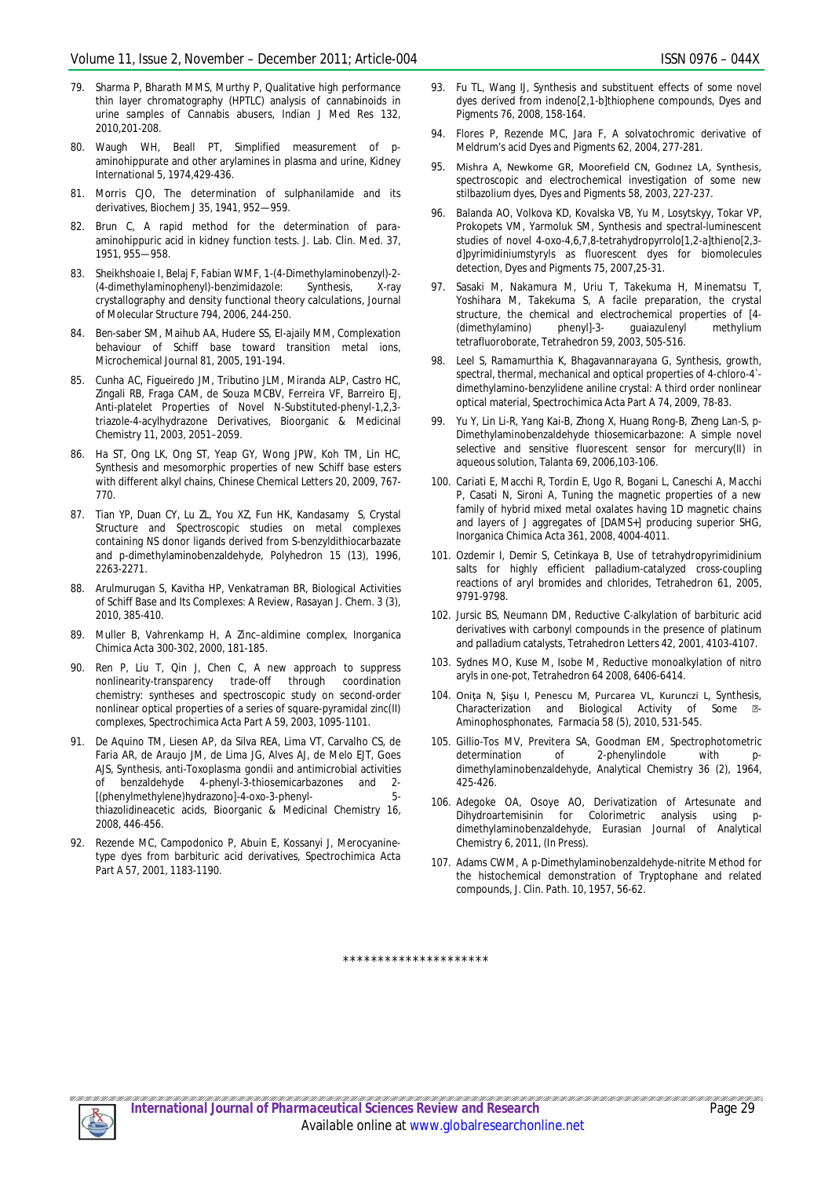79. Sharma P, Bharath MMS, Murthy P, Qualitative high performance thin layer chromatography (HPTLC) analysis of cannabinoids in urine samples of Cannabis abusers, Indian J Med Res 132, 2010,201-208.

80. Waugh WH, Beall PT, Simplified measurement of p-aminohippurate and other arylamines in plasma and urine, Kidney International 5, 1974,429-436.

81. Morris CJO, The determination of sulphanilamide and its derivatives, Biochem J 35, 1941, 952—959.

82. Brun C, A rapid method for the determination of para-aminohippuric acid in kidney function tests. J. Lab. Clin. Med. 37, 1951, 955—958.

83. Sheikhshoaie I, Belaj F, Fabian WMF, 1-(4-Dimethylaminobenzyl)-2-(4-dimethylaminophenyl)-benzimidazole: Synthesis, X-ray crystallography and density functional theory calculations, Journal of Molecular Structure 794, 2006, 244-250.

84. Ben-saber SM, Maihub AA, Hudere SS, El-ajaily MM, Complexation behaviour of Schiff base toward transition metal ions, Microchemical Journal 81, 2005, 191-194.

85. Cunha AC, Figueiredo JM, Tributino JLM, Miranda ALP, Castro HC, Zingali RB, Fraga CAM, de Souza MCBV, Ferreira VF, Barreiro EJ, Anti-platelet Properties of Novel N-Substituted-phenyl-1,2,3-triazole-4-acylhydrazone Derivatives, Bioorganic & Medicinal Chemistry 11, 2003, 2051–2059.

86. Ha ST, Ong LK, Ong ST, Yeap GY, Wong JPW, Koh TM, Lin HC, Synthesis and mesomorphic properties of new Schiff base esters with different alkyl chains, Chinese Chemical Letters 20, 2009, 767-770.

87. Tian YP, Duan CY, Lu ZL, You XZ, Fun HK, Kandasamy S, Crystal Structure and Spectroscopic studies on metal complexes containing NS donor ligands derived from S-benzyldithiocarbazate and p-dimethylaminobenzaldehyde, Polyhedron 15 (13), 1996, 2263-2271.

88. Arulmurugan S, Kavitha HP, Venkatraman BR, Biological Activities of Schiff Base and Its Complexes: A Review, Rasayan J. Chem. 3 (3), 2010, 385-410.

89. Muller B, Vahrenkamp H, A Zinc–aldimine complex, Inorganica Chimica Acta 300-302, 2000, 181-185.

90. Ren P, Liu T, Qin J, Chen C, A new approach to suppress nonlinearity-transparency trade-off through coordination chemistry: syntheses and spectroscopic study on second-order nonlinear optical properties of a series of square-pyramidal zinc(II) complexes, Spectrochimica Acta Part A 59, 2003, 1095-1101.

91. De Aquino TM, Liesen AP, da Silva REA, Lima VT, Carvalho CS, de Faria AR, de Araujo JM, de Lima JG, Alves AJ, de Melo EJT, Goes AJS, Synthesis, anti-Toxoplasma gondii and antimicrobial activities of benzaldehyde 4-phenyl-3-thiosemicarbazones and 2-[(phenylmethylene)hydrazono]-4-oxo-3-phenyl-5-thiazolidineacetic acids, Bioorganic & Medicinal Chemistry 16, 2008, 446-456.

92. Rezende MC, Campodonico P, Abuin E, Kossanyi J, Merocyanine-type dyes from barbituric acid derivatives, Spectrochimica Acta Part A 57, 2001, 1183-1190.

93. Fu TL, Wang IJ, Synthesis and substituent effects of some novel dyes derived from indeno[2,1-b]thiophene compounds, Dyes and Pigments 76, 2008, 158-164.

94. Flores P, Rezende MC, Jara F, A solvatochromic derivative of Meldrum's acid Dyes and Pigments 62, 2004, 277-281.

95. Mishra A, Newkome GR, Moorefield CN, Godınez LA, Synthesis, spectroscopic and electrochemical investigation of some new stilbazolium dyes, Dyes and Pigments 58, 2003, 227-237.

96. Balanda AO, Volkova KD, Kovalska VB, Yu M, Losytskyy, Tokar VP, Prokopets VM, Yarmoluk SM, Synthesis and spectral-luminescent studies of novel 4-oxo-4,6,7,8-tetrahydropyrrolo[1,2-a]thieno[2,3-d]pyrimidiniumstyryls as fluorescent dyes for biomolecules detection, Dyes and Pigments 75, 2007,25-31.

97. Sasaki M, Nakamura M, Uriu T, Takekuma H, Minematsu T, Yoshihara M, Takekuma S, A facile preparation, the crystal structure, the chemical and electrochemical properties of [4-(dimethylamino) phenyl]-3- guaiazulenyl methylium tetrafluoroborate, Tetrahedron 59, 2003, 505-516.

98. Leel S, Ramamurthia K, Bhagavannarayana G, Synthesis, growth, spectral, thermal, mechanical and optical properties of 4-chloro-4`-dimethylamino-benzylidene aniline crystal: A third order nonlinear optical material, Spectrochimica Acta Part A 74, 2009, 78-83.

99. Yu Y, Lin Li-R, Yang Kai-B, Zhong X, Huang Rong-B, Zheng Lan-S, p-Dimethylaminobenzaldehyde thiosemicarbazone: A simple novel selective and sensitive fluorescent sensor for mercury(II) in aqueous solution, Talanta 69, 2006,103-106.

100. Cariati E, Macchi R, Tordin E, Ugo R, Bogani L, Caneschi A, Macchi P, Casati N, Sironi A, Tuning the magnetic properties of a new family of hybrid mixed metal oxalates having 1D magnetic chains and layers of J aggregates of [DAMS+] producing superior SHG, Inorganica Chimica Acta 361, 2008, 4004-4011.

101. Ozdemir I, Demir S, Cetinkaya B, Use of tetrahydropyrimidinium salts for highly efficient palladium-catalyzed cross-coupling reactions of aryl bromides and chlorides, Tetrahedron 61, 2005, 9791-9798.

102. Jursic BS, Neumann DM, Reductive C-alkylation of barbituric acid derivatives with carbonyl compounds in the presence of platinum and palladium catalysts, Tetrahedron Letters 42, 2001, 4103-4107.

103. Sydnes MO, Kuse M, Isobe M, Reductive monoalkylation of nitro aryls in one-pot, Tetrahedron 64 2008, 6406-6414.

104. Oniţa N, Şişu I, Penescu M, Purcarea VL, Kurunczi L, Synthesis, Characterization and Biological Activity of Some ?-Aminophosphonates, Farmacia 58 (5), 2010, 531-545.

105. Gillio-Tos MV, Previtera SA, Goodman EM, Spectrophotometric determination of 2-phenylindole with p-dimethylaminobenzaldehyde, Analytical Chemistry 36 (2), 1964, 425-426.

106. Adegoke OA, Osoye AO, Derivatization of Artesunate and Dihydroartemisinin for Colorimetric analysis using p-dimethylaminobenzaldehyde, Eurasian Journal of Analytical Chemistry 6, 2011, (In Press).

107. Adams CWM, A p-Dimethylaminobenzaldehyde-nitrite Method for the histochemical demonstration of Tryptophane and related compounds, J. Clin. Path. 10, 1957, 56-62.

********************